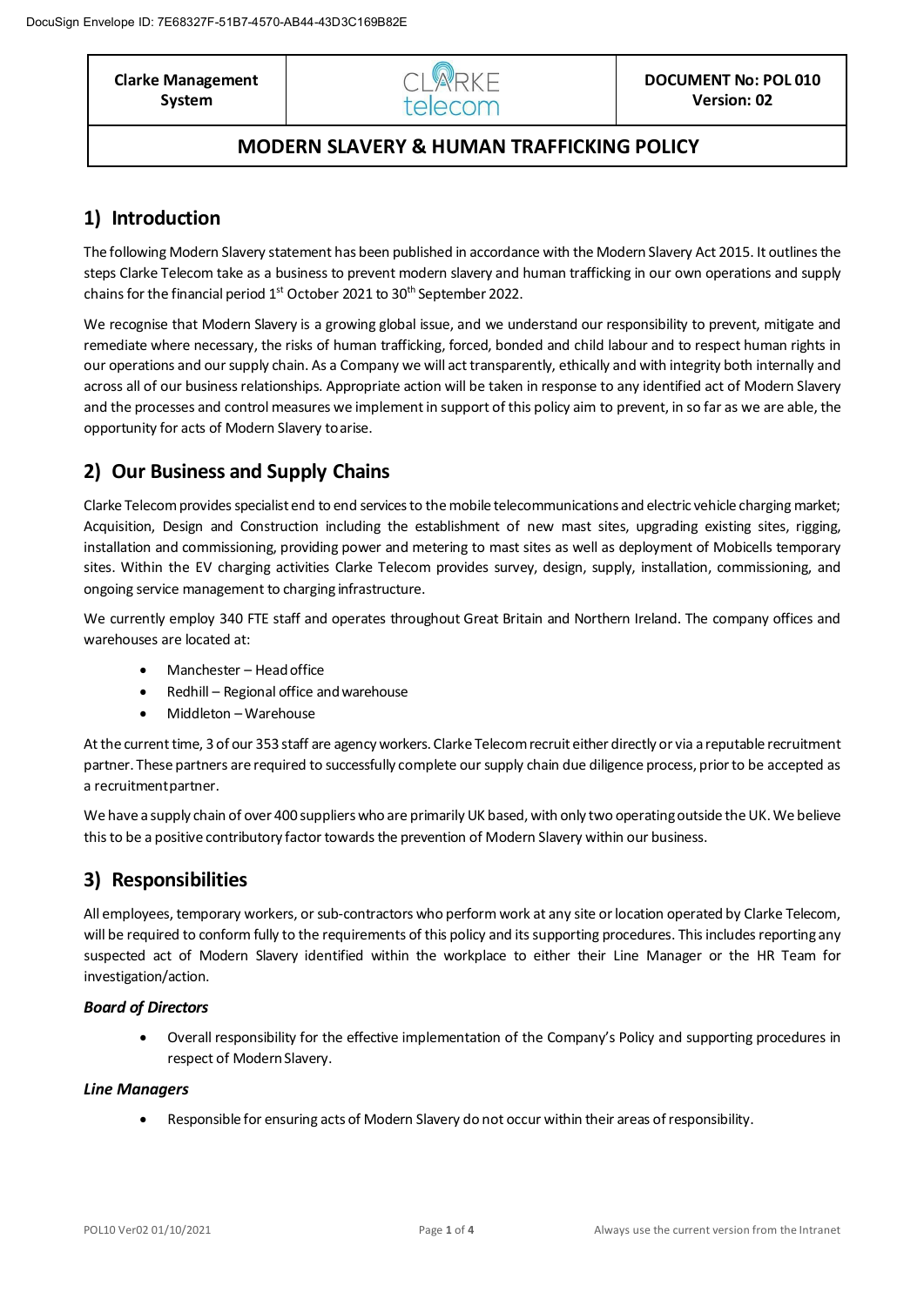| Clarke Management System | CLARKE telecom | DOCUMENT No: POL 010 Version: 02 |
|---|---|---|

# MODERN SLAVERY & HUMAN TRAFFICKING POLICY

## 1) Introduction

The following Modern Slavery statement has been published in accordance with the Modern Slavery Act 2015. It outlines the steps Clarke Telecom take as a business to prevent modern slavery and human trafficking in our own operations and supply chains for the financial period 1st October 2021 to 30th September 2022.

We recognise that Modern Slavery is a growing global issue, and we understand our responsibility to prevent, mitigate and remediate where necessary, the risks of human trafficking, forced, bonded and child labour and to respect human rights in our operations and our supply chain. As a Company we will act transparently, ethically and with integrity both internally and across all of our business relationships. Appropriate action will be taken in response to any identified act of Modern Slavery and the processes and control measures we implement in support of this policy aim to prevent, in so far as we are able, the opportunity for acts of Modern Slavery to arise.

## 2) Our Business and Supply Chains

Clarke Telecom provides specialist end to end services to the mobile telecommunications and electric vehicle charging market; Acquisition, Design and Construction including the establishment of new mast sites, upgrading existing sites, rigging, installation and commissioning, providing power and metering to mast sites as well as deployment of Mobicells temporary sites. Within the EV charging activities Clarke Telecom provides survey, design, supply, installation, commissioning, and ongoing service management to charging infrastructure.

We currently employ 340 FTE staff and operates throughout Great Britain and Northern Ireland. The company offices and warehouses are located at:

- Manchester – Head office
- Redhill – Regional office and warehouse
- Middleton – Warehouse

At the current time, 3 of our 353 staff are agency workers. Clarke Telecom recruit either directly or via a reputable recruitment partner. These partners are required to successfully complete our supply chain due diligence process, prior to be accepted as a recruitment partner.

We have a supply chain of over 400 suppliers who are primarily UK based, with only two operating outside the UK. We believe this to be a positive contributory factor towards the prevention of Modern Slavery within our business.

## 3) Responsibilities

All employees, temporary workers, or sub-contractors who perform work at any site or location operated by Clarke Telecom, will be required to conform fully to the requirements of this policy and its supporting procedures. This includes reporting any suspected act of Modern Slavery identified within the workplace to either their Line Manager or the HR Team for investigation/action.

### *Board of Directors*

- Overall responsibility for the effective implementation of the Company's Policy and supporting procedures in respect of Modern Slavery.

### *Line Managers*

- Responsible for ensuring acts of Modern Slavery do not occur within their areas of responsibility.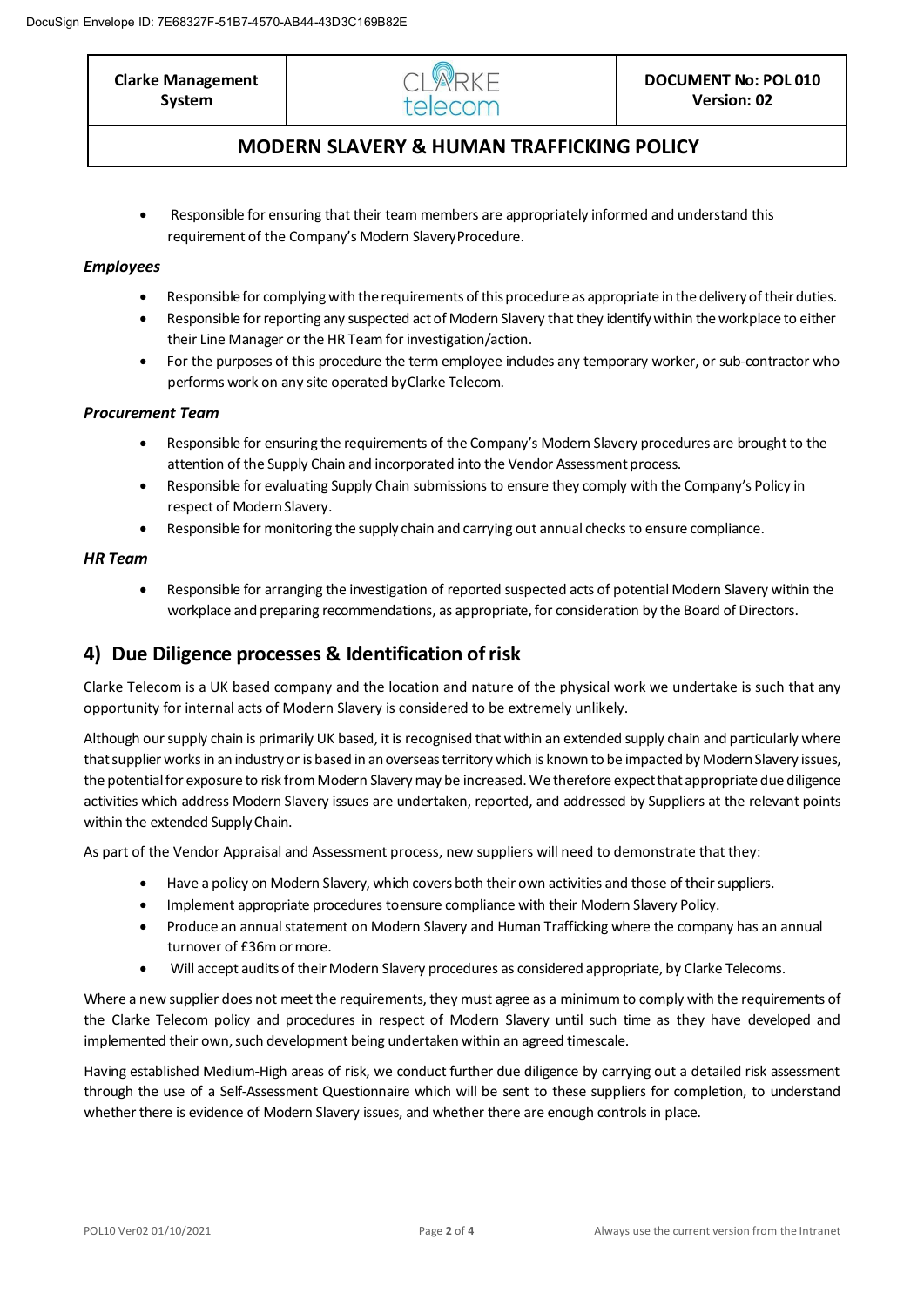- Responsible for ensuring that their team members are appropriately informed and understand this requirement of the Company's Modern Slavery Procedure.

***Employees***

- Responsible for complying with the requirements of this procedure as appropriate in the delivery of their duties.
- Responsible for reporting any suspected act of Modern Slavery that they identify within the workplace to either their Line Manager or the HR Team for investigation/action.
- For the purposes of this procedure the term employee includes any temporary worker, or sub-contractor who performs work on any site operated by Clarke Telecom.

***Procurement Team***

- Responsible for ensuring the requirements of the Company's Modern Slavery procedures are brought to the attention of the Supply Chain and incorporated into the Vendor Assessment process.
- Responsible for evaluating Supply Chain submissions to ensure they comply with the Company's Policy in respect of Modern Slavery.
- Responsible for monitoring the supply chain and carrying out annual checks to ensure compliance.

***HR Team***

- Responsible for arranging the investigation of reported suspected acts of potential Modern Slavery within the workplace and preparing recommendations, as appropriate, for consideration by the Board of Directors.

## 4) Due Diligence processes & Identification of risk

Clarke Telecom is a UK based company and the location and nature of the physical work we undertake is such that any opportunity for internal acts of Modern Slavery is considered to be extremely unlikely.

Although our supply chain is primarily UK based, it is recognised that within an extended supply chain and particularly where that supplier works in an industry or is based in an overseas territory which is known to be impacted by Modern Slavery issues, the potential for exposure to risk from Modern Slavery may be increased. We therefore expect that appropriate due diligence activities which address Modern Slavery issues are undertaken, reported, and addressed by Suppliers at the relevant points within the extended Supply Chain.

As part of the Vendor Appraisal and Assessment process, new suppliers will need to demonstrate that they:

- Have a policy on Modern Slavery, which covers both their own activities and those of their suppliers.
- Implement appropriate procedures to ensure compliance with their Modern Slavery Policy.
- Produce an annual statement on Modern Slavery and Human Trafficking where the company has an annual turnover of £36m or more.
- Will accept audits of their Modern Slavery procedures as considered appropriate, by Clarke Telecoms.

Where a new supplier does not meet the requirements, they must agree as a minimum to comply with the requirements of the Clarke Telecom policy and procedures in respect of Modern Slavery until such time as they have developed and implemented their own, such development being undertaken within an agreed timescale.

Having established Medium-High areas of risk, we conduct further due diligence by carrying out a detailed risk assessment through the use of a Self-Assessment Questionnaire which will be sent to these suppliers for completion, to understand whether there is evidence of Modern Slavery issues, and whether there are enough controls in place.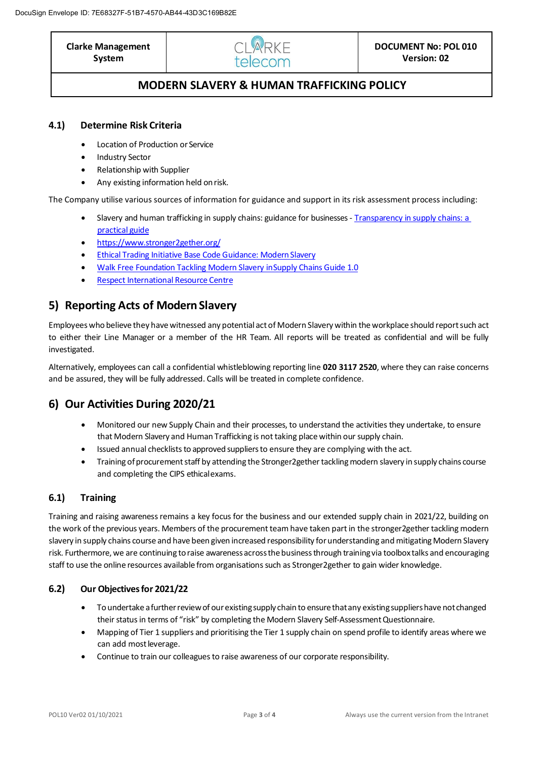### 4.1) Determine Risk Criteria

- Location of Production or Service
- Industry Sector
- Relationship with Supplier
- Any existing information held on risk.

The Company utilise various sources of information for guidance and support in its risk assessment process including:

- Slavery and human trafficking in supply chains: guidance for businesses - [Transparency in supply chains: a practical guide]
- [https://www.stronger2gether.org/]
- [Ethical Trading Initiative Base Code Guidance: Modern Slavery]
- [Walk Free Foundation Tackling Modern Slavery in Supply Chains Guide 1.0]
- [Respect International Resource Centre]

## 5) Reporting Acts of Modern Slavery

Employees who believe they have witnessed any potential act of Modern Slavery within the workplace should report such act to either their Line Manager or a member of the HR Team. All reports will be treated as confidential and will be fully investigated.

Alternatively, employees can call a confidential whistleblowing reporting line **020 3117 2520**, where they can raise concerns and be assured, they will be fully addressed. Calls will be treated in complete confidence.

## 6) Our Activities During 2020/21

- Monitored our new Supply Chain and their processes, to understand the activities they undertake, to ensure that Modern Slavery and Human Trafficking is not taking place within our supply chain.
- Issued annual checklists to approved suppliers to ensure they are complying with the act.
- Training of procurement staff by attending the Stronger2gether tackling modern slavery in supply chains course and completing the CIPS ethical exams.

### 6.1) Training

Training and raising awareness remains a key focus for the business and our extended supply chain in 2021/22, building on the work of the previous years. Members of the procurement team have taken part in the stronger2gether tackling modern slavery in supply chains course and have been given increased responsibility for understanding and mitigating Modern Slavery risk. Furthermore, we are continuing to raise awareness across the business through training via toolbox talks and encouraging staff to use the online resources available from organisations such as Stronger2gether to gain wider knowledge.

### 6.2) Our Objectives for 2021/22

- To undertake a further review of our existing supply chain to ensure that any existing suppliers have not changed their status in terms of "risk" by completing the Modern Slavery Self-Assessment Questionnaire.
- Mapping of Tier 1 suppliers and prioritising the Tier 1 supply chain on spend profile to identify areas where we can add most leverage.
- Continue to train our colleagues to raise awareness of our corporate responsibility.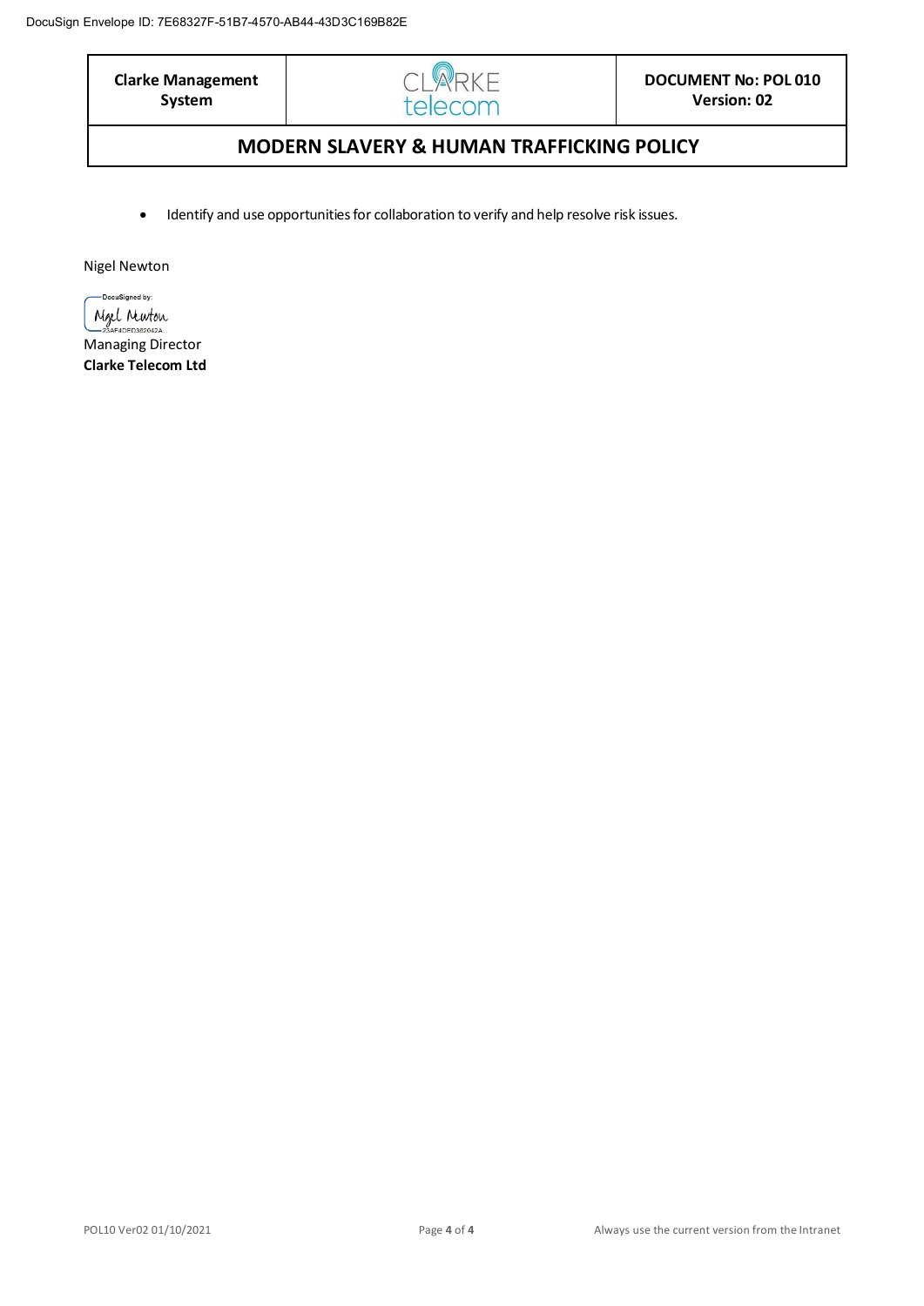- Identify and use opportunities for collaboration to verify and help resolve risk issues.

Nigel Newton

DocuSigned by:
Nigel Newton
23AF4DED382042A...

Managing Director
**Clarke Telecom Ltd**